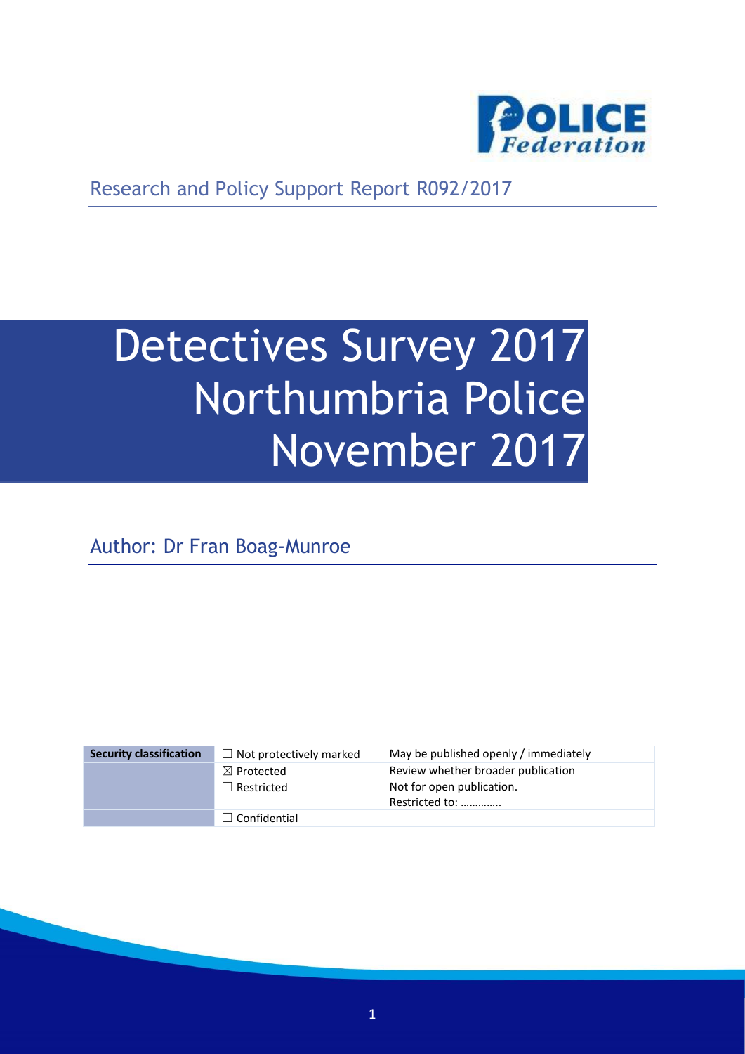Research and Policy Support Report R092/2017

# Detectives Survey 2017 Northumbria Police November 2017

Author: Dr Fran Boag-Munroe

| Security classification | ☐ Not protectively marked | May be published openly / immediately |
|---|---|---|
| | ☒ Protected | Review whether broader publication |
| | ☐ Restricted | Not for open publication. Restricted to: ………….. |
| | ☐ Confidential | |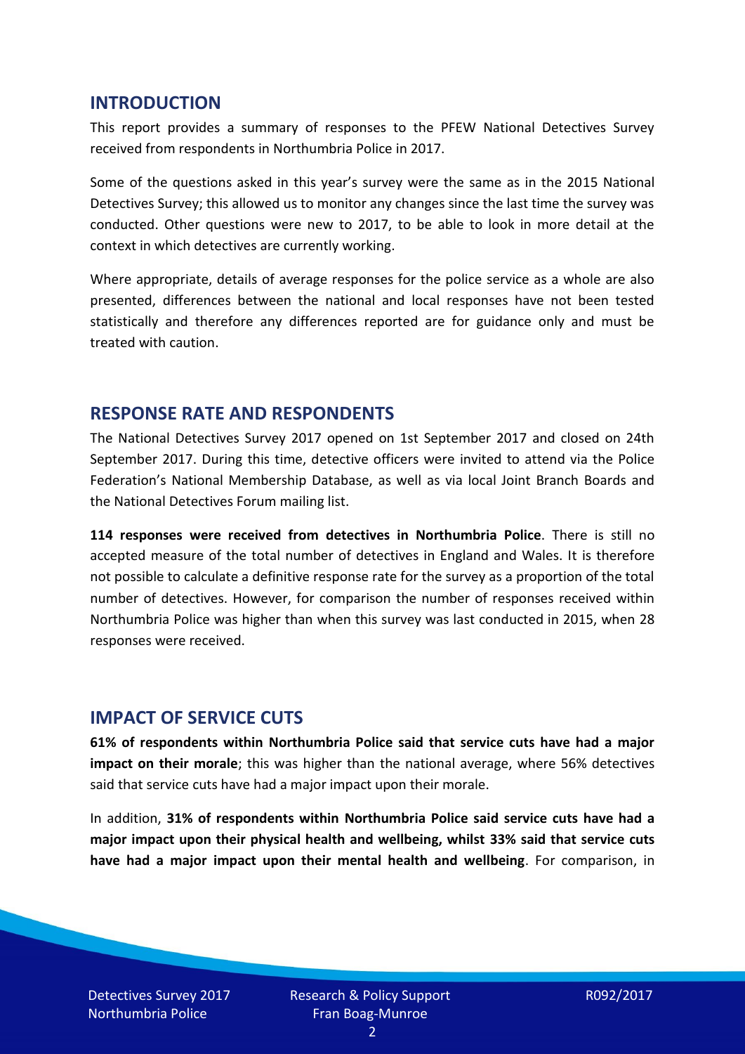## INTRODUCTION

This report provides a summary of responses to the PFEW National Detectives Survey received from respondents in Northumbria Police in 2017.

Some of the questions asked in this year's survey were the same as in the 2015 National Detectives Survey; this allowed us to monitor any changes since the last time the survey was conducted. Other questions were new to 2017, to be able to look in more detail at the context in which detectives are currently working.

Where appropriate, details of average responses for the police service as a whole are also presented, differences between the national and local responses have not been tested statistically and therefore any differences reported are for guidance only and must be treated with caution.

## RESPONSE RATE AND RESPONDENTS

The National Detectives Survey 2017 opened on 1st September 2017 and closed on 24th September 2017. During this time, detective officers were invited to attend via the Police Federation's National Membership Database, as well as via local Joint Branch Boards and the National Detectives Forum mailing list.

**114 responses were received from detectives in Northumbria Police**. There is still no accepted measure of the total number of detectives in England and Wales. It is therefore not possible to calculate a definitive response rate for the survey as a proportion of the total number of detectives. However, for comparison the number of responses received within Northumbria Police was higher than when this survey was last conducted in 2015, when 28 responses were received.

## IMPACT OF SERVICE CUTS

**61% of respondents within Northumbria Police said that service cuts have had a major impact on their morale**; this was higher than the national average, where 56% detectives said that service cuts have had a major impact upon their morale.

In addition, **31% of respondents within Northumbria Police said service cuts have had a major impact upon their physical health and wellbeing, whilst 33% said that service cuts have had a major impact upon their mental health and wellbeing**. For comparison, in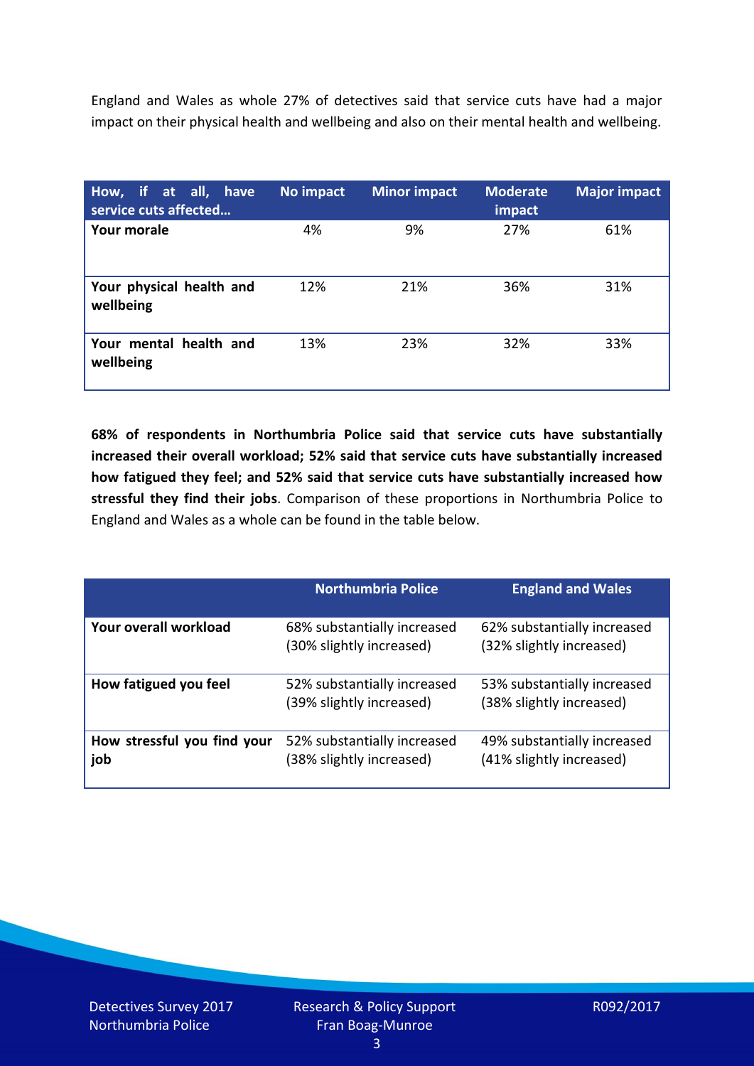England and Wales as whole 27% of detectives said that service cuts have had a major impact on their physical health and wellbeing and also on their mental health and wellbeing.

| How, if at all, have service cuts affected… | No impact | Minor impact | Moderate impact | Major impact |
| --- | --- | --- | --- | --- |
| **Your morale** | 4% | 9% | 27% | 61% |
| **Your physical health and wellbeing** | 12% | 21% | 36% | 31% |
| **Your mental health and wellbeing** | 13% | 23% | 32% | 33% |

**68% of respondents in Northumbria Police said that service cuts have substantially increased their overall workload; 52% said that service cuts have substantially increased how fatigued they feel; and 52% said that service cuts have substantially increased how stressful they find their jobs**. Comparison of these proportions in Northumbria Police to England and Wales as a whole can be found in the table below.

| | Northumbria Police | England and Wales |
| --- | --- | --- |
| **Your overall workload** | 68% substantially increased (30% slightly increased) | 62% substantially increased (32% slightly increased) |
| **How fatigued you feel** | 52% substantially increased (39% slightly increased) | 53% substantially increased (38% slightly increased) |
| **How stressful you find your job** | 52% substantially increased (38% slightly increased) | 49% substantially increased (41% slightly increased) |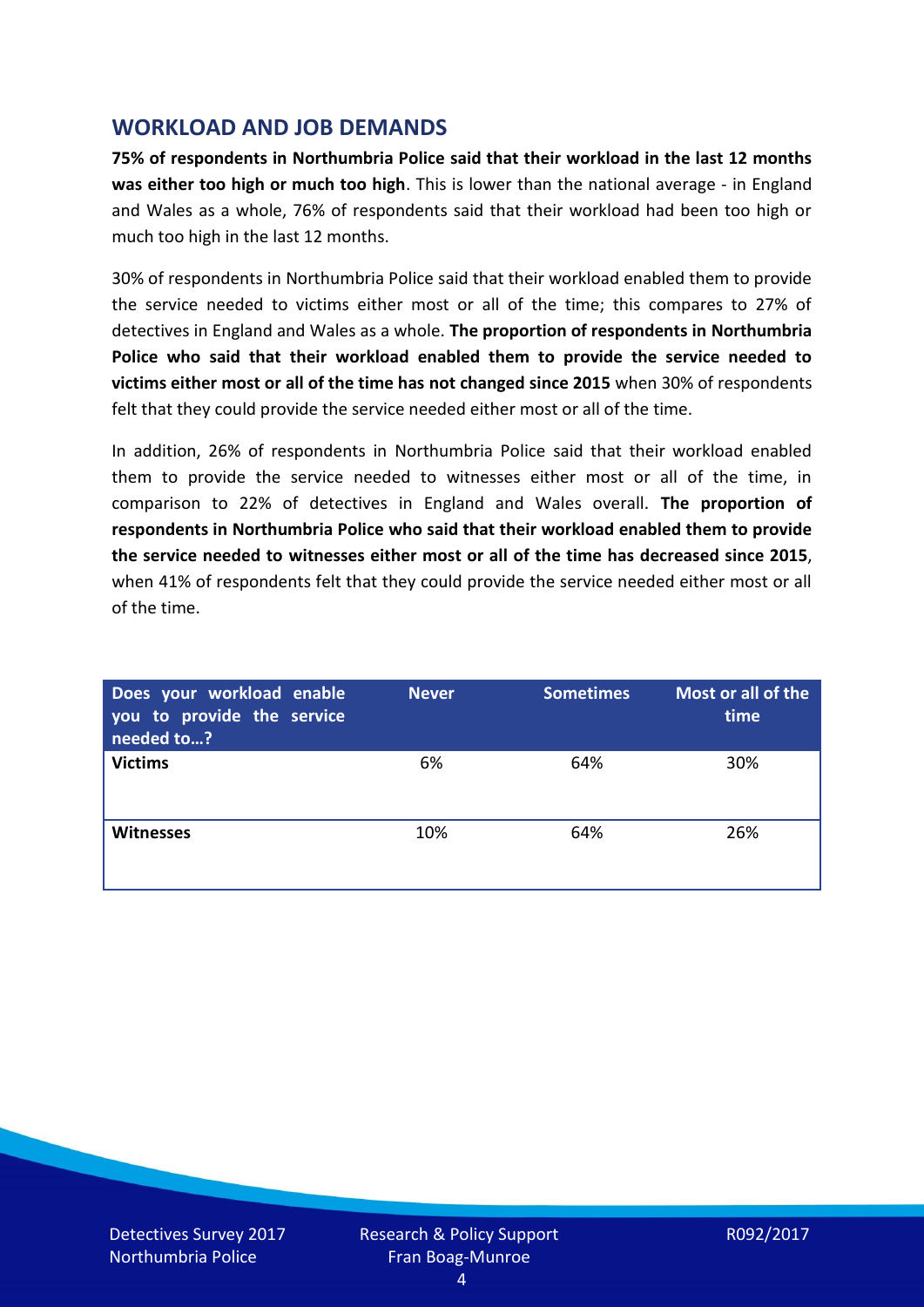## WORKLOAD AND JOB DEMANDS

**75% of respondents in Northumbria Police said that their workload in the last 12 months was either too high or much too high**. This is lower than the national average - in England and Wales as a whole, 76% of respondents said that their workload had been too high or much too high in the last 12 months.

30% of respondents in Northumbria Police said that their workload enabled them to provide the service needed to victims either most or all of the time; this compares to 27% of detectives in England and Wales as a whole. **The proportion of respondents in Northumbria Police who said that their workload enabled them to provide the service needed to victims either most or all of the time has not changed since 2015** when 30% of respondents felt that they could provide the service needed either most or all of the time.

In addition, 26% of respondents in Northumbria Police said that their workload enabled them to provide the service needed to witnesses either most or all of the time, in comparison to 22% of detectives in England and Wales overall. **The proportion of respondents in Northumbria Police who said that their workload enabled them to provide the service needed to witnesses either most or all of the time has decreased since 2015**, when 41% of respondents felt that they could provide the service needed either most or all of the time.

| Does your workload enable you to provide the service needed to…? | Never | Sometimes | Most or all of the time |
|---|---|---|---|
| **Victims** | 6% | 64% | 30% |
| **Witnesses** | 10% | 64% | 26% |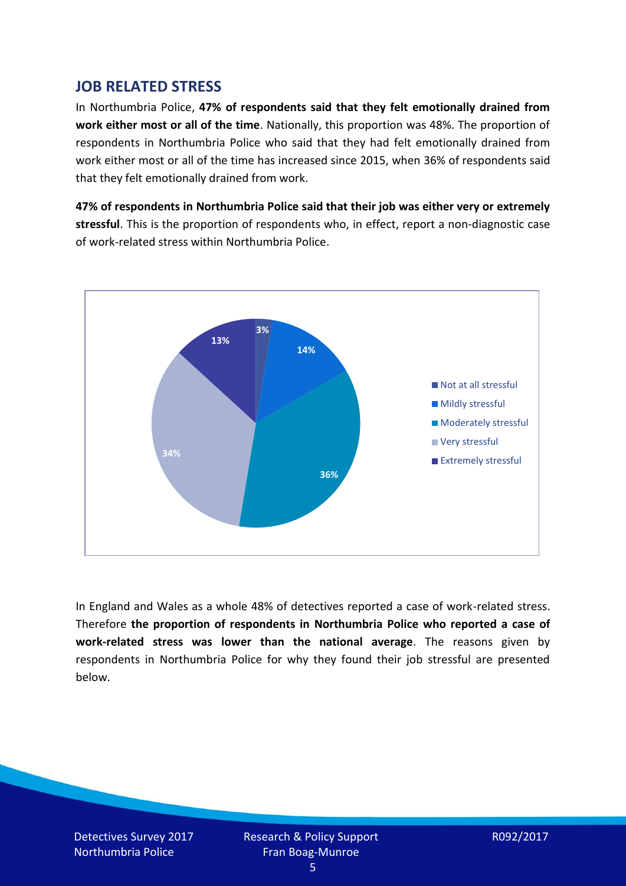## JOB RELATED STRESS

In Northumbria Police, **47% of respondents said that they felt emotionally drained from work either most or all of the time**. Nationally, this proportion was 48%. The proportion of respondents in Northumbria Police who said that they had felt emotionally drained from work either most or all of the time has increased since 2015, when 36% of respondents said that they felt emotionally drained from work.

**47% of respondents in Northumbria Police said that their job was either very or extremely stressful**. This is the proportion of respondents who, in effect, report a non-diagnostic case of work-related stress within Northumbria Police.

| Response | Percentage |
|---|---|
| Not at all stressful | 3% |
| Mildly stressful | 14% |
| Moderately stressful | 36% |
| Very stressful | 34% |
| Extremely stressful | 13% |

In England and Wales as a whole 48% of detectives reported a case of work-related stress. Therefore **the proportion of respondents in Northumbria Police who reported a case of work-related stress was lower than the national average**. The reasons given by respondents in Northumbria Police for why they found their job stressful are presented below.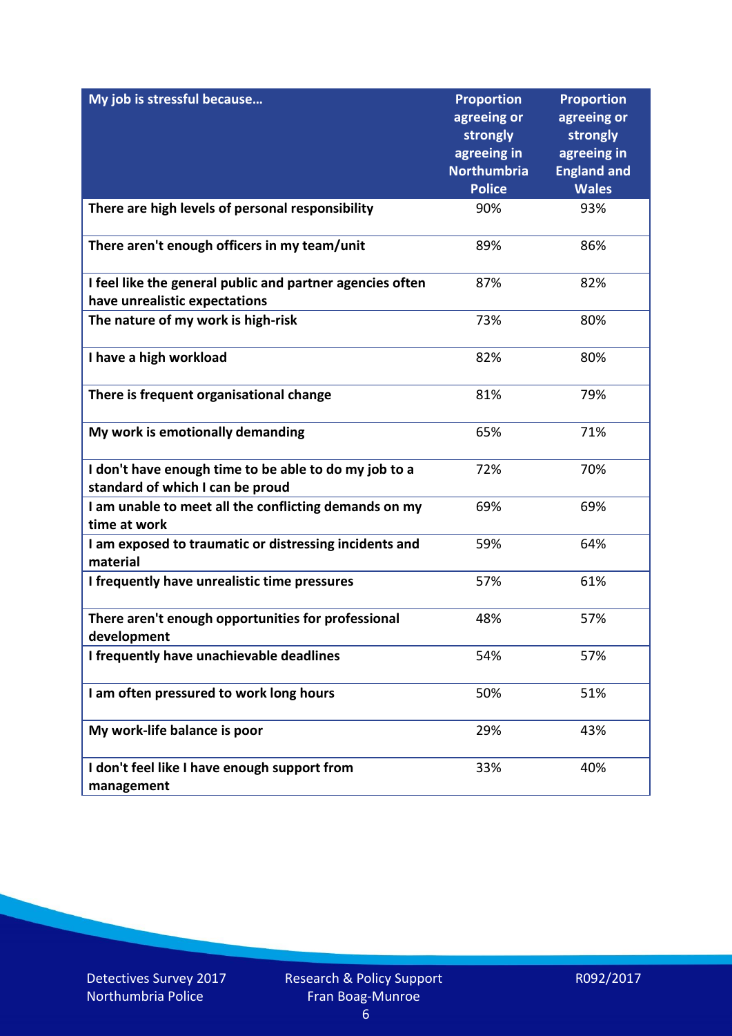| My job is stressful because… | Proportion agreeing or strongly agreeing in Northumbria Police | Proportion agreeing or strongly agreeing in England and Wales |
|---|---|---|
| There are high levels of personal responsibility | 90% | 93% |
| There aren't enough officers in my team/unit | 89% | 86% |
| I feel like the general public and partner agencies often have unrealistic expectations | 87% | 82% |
| The nature of my work is high-risk | 73% | 80% |
| I have a high workload | 82% | 80% |
| There is frequent organisational change | 81% | 79% |
| My work is emotionally demanding | 65% | 71% |
| I don't have enough time to be able to do my job to a standard of which I can be proud | 72% | 70% |
| I am unable to meet all the conflicting demands on my time at work | 69% | 69% |
| I am exposed to traumatic or distressing incidents and material | 59% | 64% |
| I frequently have unrealistic time pressures | 57% | 61% |
| There aren't enough opportunities for professional development | 48% | 57% |
| I frequently have unachievable deadlines | 54% | 57% |
| I am often pressured to work long hours | 50% | 51% |
| My work-life balance is poor | 29% | 43% |
| I don't feel like I have enough support from management | 33% | 40% |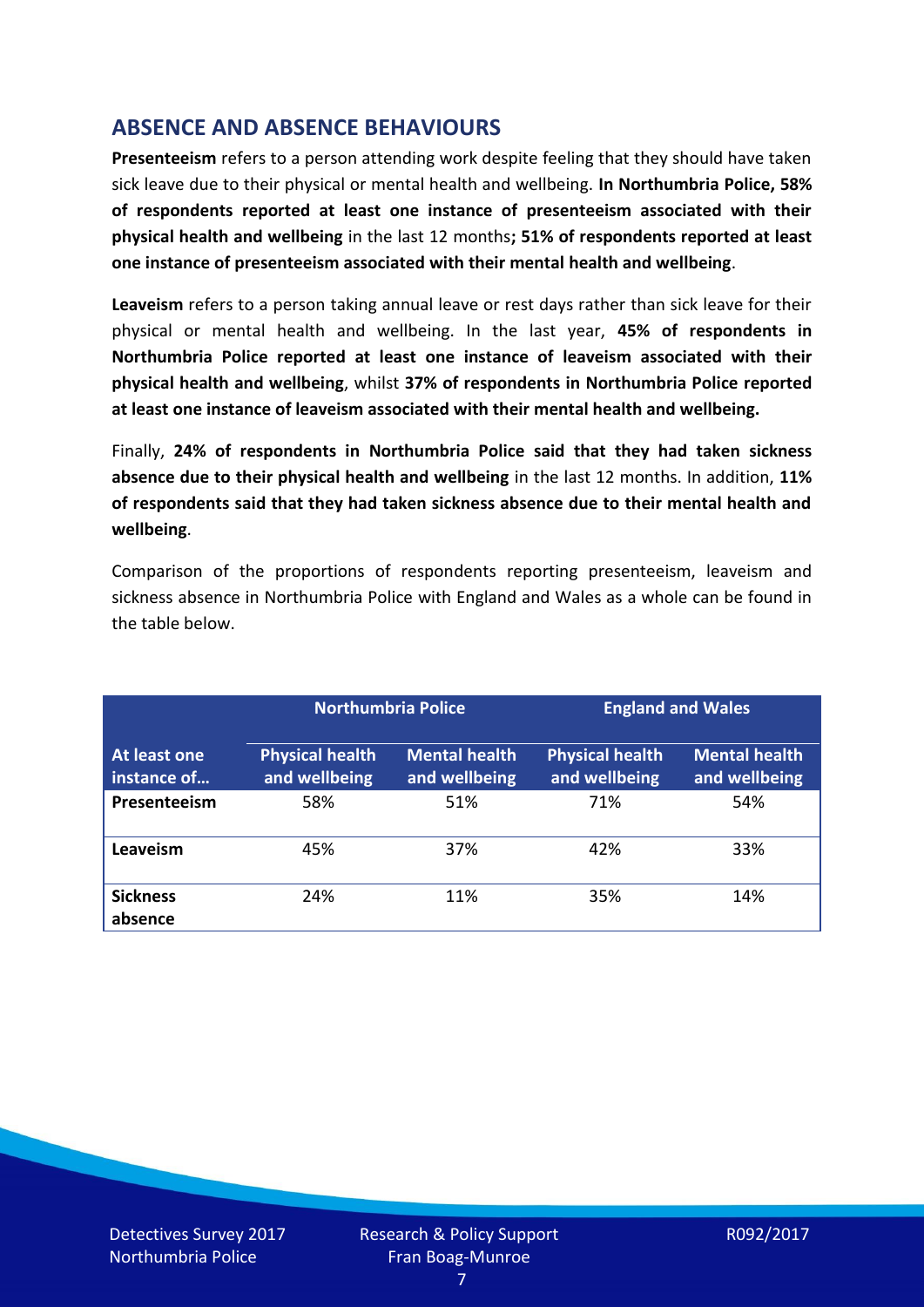## ABSENCE AND ABSENCE BEHAVIOURS

**Presenteeism** refers to a person attending work despite feeling that they should have taken sick leave due to their physical or mental health and wellbeing. **In Northumbria Police, 58% of respondents reported at least one instance of presenteeism associated with their physical health and wellbeing** in the last 12 months**; 51% of respondents reported at least one instance of presenteeism associated with their mental health and wellbeing**.

**Leaveism** refers to a person taking annual leave or rest days rather than sick leave for their physical or mental health and wellbeing. In the last year, **45% of respondents in Northumbria Police reported at least one instance of leaveism associated with their physical health and wellbeing**, whilst **37% of respondents in Northumbria Police reported at least one instance of leaveism associated with their mental health and wellbeing.**

Finally, **24% of respondents in Northumbria Police said that they had taken sickness absence due to their physical health and wellbeing** in the last 12 months. In addition, **11% of respondents said that they had taken sickness absence due to their mental health and wellbeing**.

Comparison of the proportions of respondents reporting presenteeism, leaveism and sickness absence in Northumbria Police with England and Wales as a whole can be found in the table below.

| | Northumbria Police | | England and Wales | |
|---|---|---|---|---|
| **At least one instance of…** | **Physical health and wellbeing** | **Mental health and wellbeing** | **Physical health and wellbeing** | **Mental health and wellbeing** |
| **Presenteeism** | 58% | 51% | 71% | 54% |
| **Leaveism** | 45% | 37% | 42% | 33% |
| **Sickness absence** | 24% | 11% | 35% | 14% |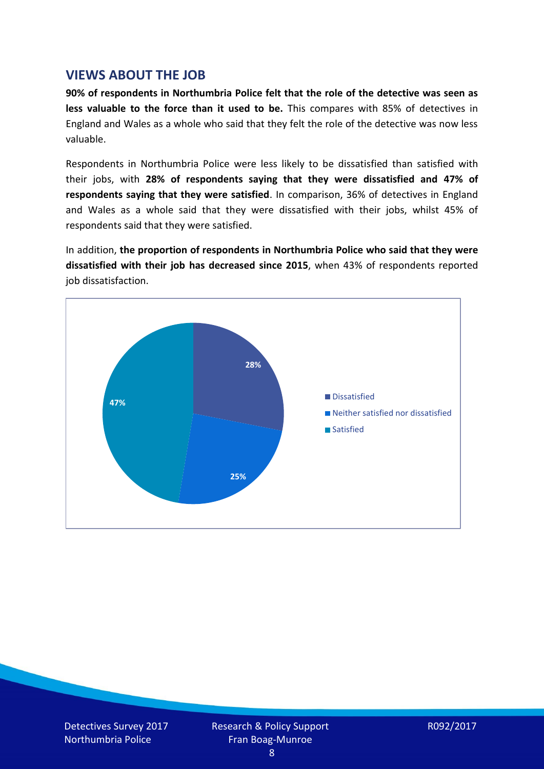## VIEWS ABOUT THE JOB

**90% of respondents in Northumbria Police felt that the role of the detective was seen as less valuable to the force than it used to be.** This compares with 85% of detectives in England and Wales as a whole who said that they felt the role of the detective was now less valuable.

Respondents in Northumbria Police were less likely to be dissatisfied than satisfied with their jobs, with **28% of respondents saying that they were dissatisfied and 47% of respondents saying that they were satisfied**. In comparison, 36% of detectives in England and Wales as a whole said that they were dissatisfied with their jobs, whilst 45% of respondents said that they were satisfied.

In addition, **the proportion of respondents in Northumbria Police who said that they were dissatisfied with their job has decreased since 2015**, when 43% of respondents reported job dissatisfaction.

| Response | Percentage |
|---|---|
| Dissatisfied | 28% |
| Neither satisfied nor dissatisfied | 25% |
| Satisfied | 47% |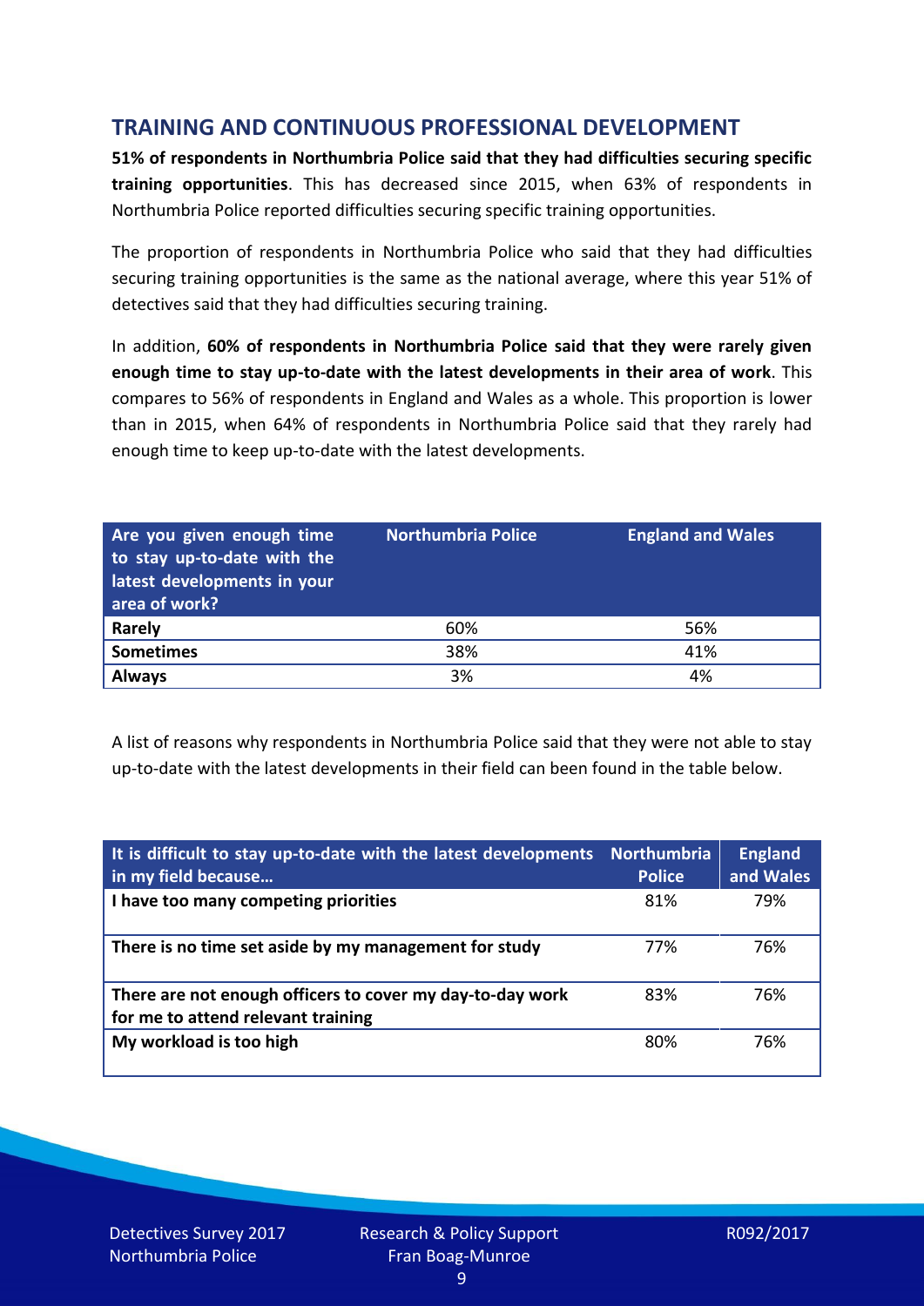## TRAINING AND CONTINUOUS PROFESSIONAL DEVELOPMENT

**51% of respondents in Northumbria Police said that they had difficulties securing specific training opportunities**. This has decreased since 2015, when 63% of respondents in Northumbria Police reported difficulties securing specific training opportunities.

The proportion of respondents in Northumbria Police who said that they had difficulties securing training opportunities is the same as the national average, where this year 51% of detectives said that they had difficulties securing training.

In addition, **60% of respondents in Northumbria Police said that they were rarely given enough time to stay up-to-date with the latest developments in their area of work**. This compares to 56% of respondents in England and Wales as a whole. This proportion is lower than in 2015, when 64% of respondents in Northumbria Police said that they rarely had enough time to keep up-to-date with the latest developments.

| Are you given enough time to stay up-to-date with the latest developments in your area of work? | Northumbria Police | England and Wales |
|---|---|---|
| **Rarely** | 60% | 56% |
| **Sometimes** | 38% | 41% |
| **Always** | 3% | 4% |

A list of reasons why respondents in Northumbria Police said that they were not able to stay up-to-date with the latest developments in their field can been found in the table below.

| It is difficult to stay up-to-date with the latest developments in my field because… | Northumbria Police | England and Wales |
|---|---|---|
| **I have too many competing priorities** | 81% | 79% |
| **There is no time set aside by my management for study** | 77% | 76% |
| **There are not enough officers to cover my day-to-day work for me to attend relevant training** | 83% | 76% |
| **My workload is too high** | 80% | 76% |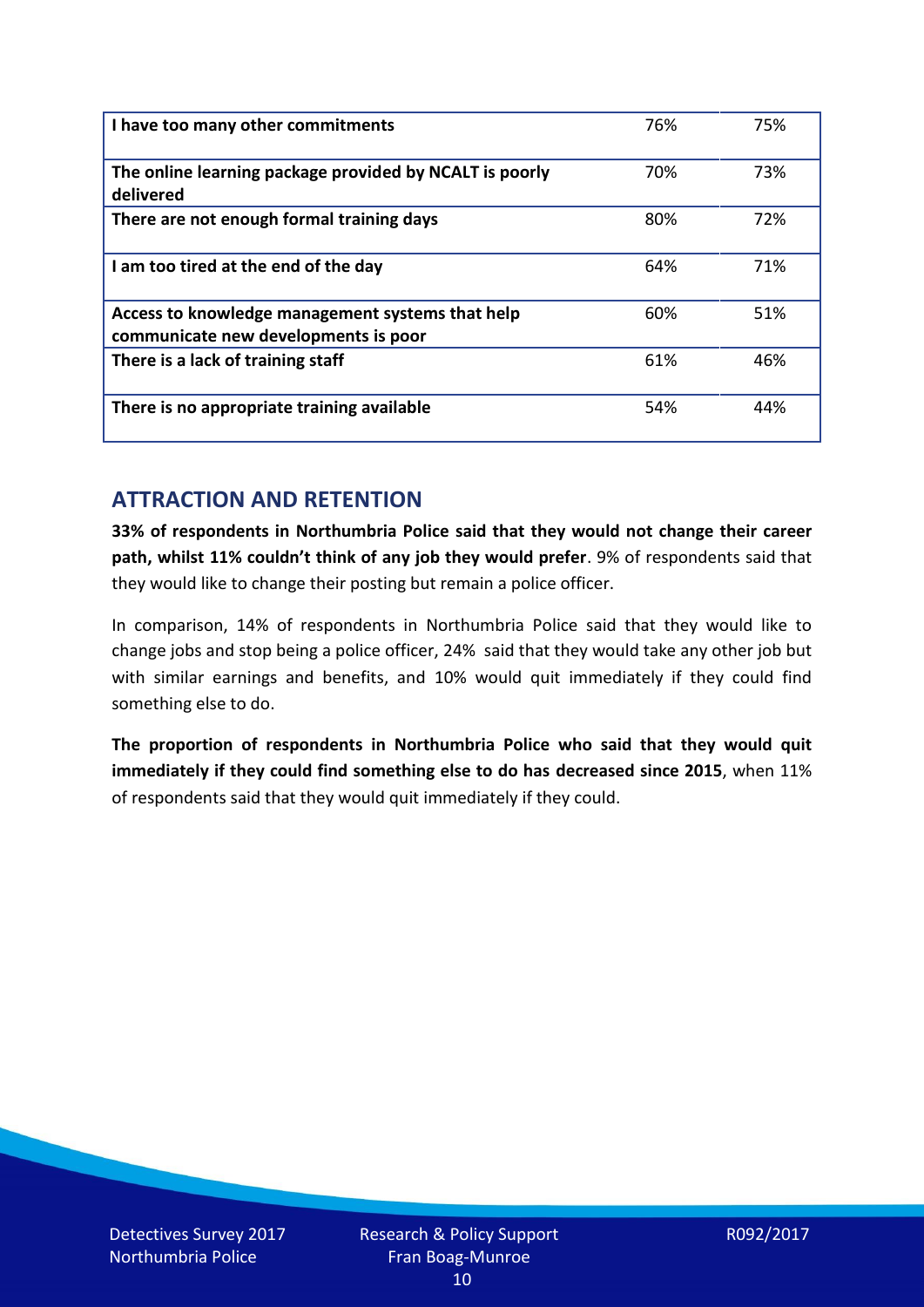| I have too many other commitments | 76% | 75% |
| --- | --- | --- |
| The online learning package provided by NCALT is poorly delivered | 70% | 73% |
| There are not enough formal training days | 80% | 72% |
| I am too tired at the end of the day | 64% | 71% |
| Access to knowledge management systems that help communicate new developments is poor | 60% | 51% |
| There is a lack of training staff | 61% | 46% |
| There is no appropriate training available | 54% | 44% |

## ATTRACTION AND RETENTION

**33% of respondents in Northumbria Police said that they would not change their career path, whilst 11% couldn't think of any job they would prefer**. 9% of respondents said that they would like to change their posting but remain a police officer.

In comparison, 14% of respondents in Northumbria Police said that they would like to change jobs and stop being a police officer, 24% said that they would take any other job but with similar earnings and benefits, and 10% would quit immediately if they could find something else to do.

**The proportion of respondents in Northumbria Police who said that they would quit immediately if they could find something else to do has decreased since 2015**, when 11% of respondents said that they would quit immediately if they could.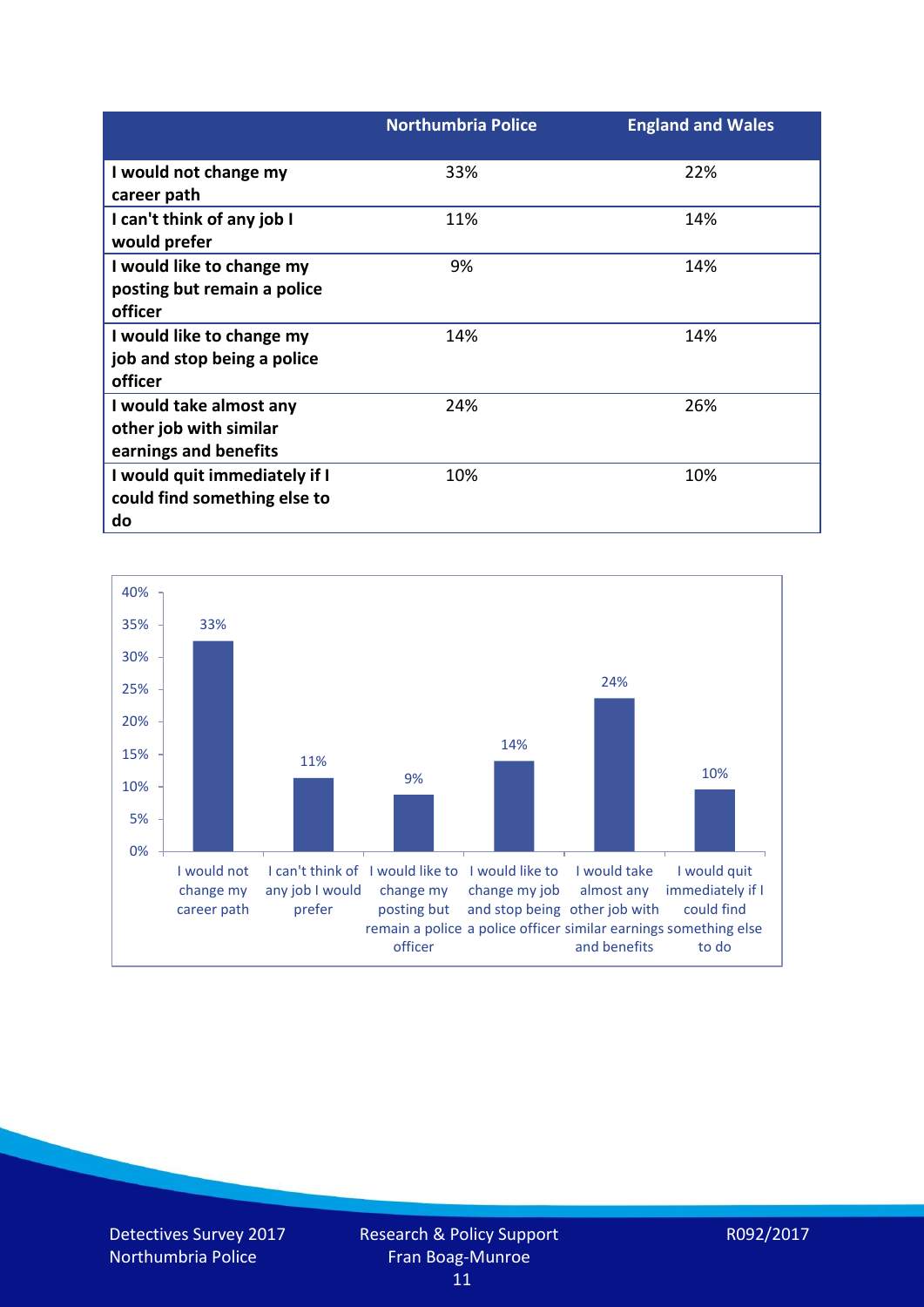| | Northumbria Police | England and Wales |
|---|---|---|
| **I would not change my career path** | 33% | 22% |
| **I can't think of any job I would prefer** | 11% | 14% |
| **I would like to change my posting but remain a police officer** | 9% | 14% |
| **I would like to change my job and stop being a police officer** | 14% | 14% |
| **I would take almost any other job with similar earnings and benefits** | 24% | 26% |
| **I would quit immediately if I could find something else to do** | 10% | 10% |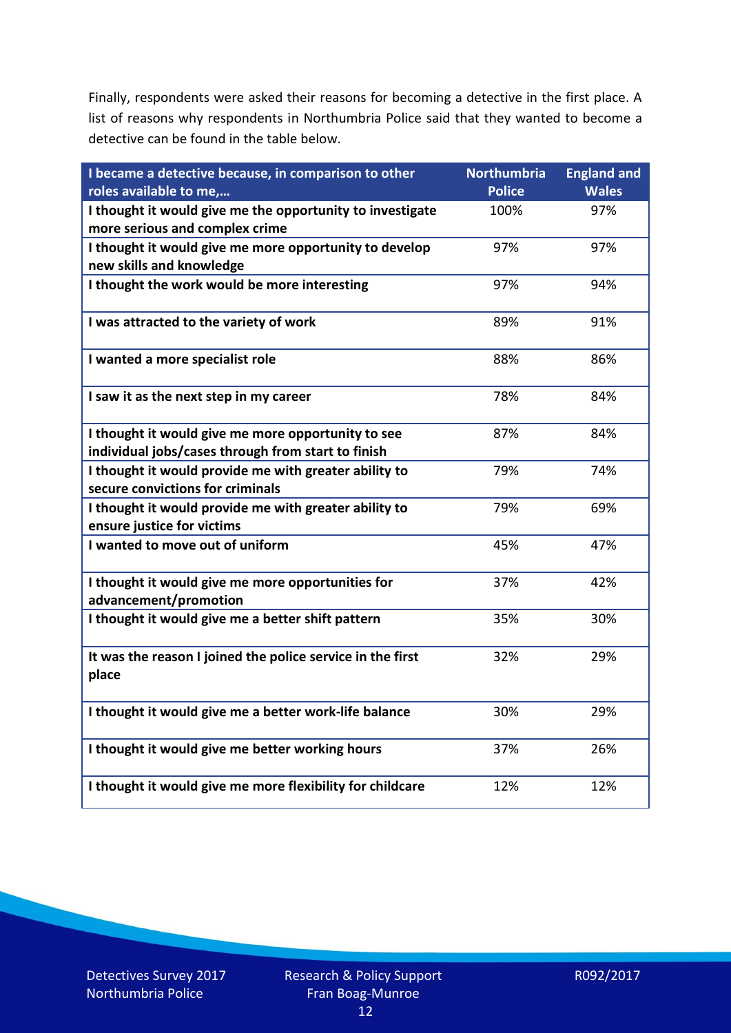Finally, respondents were asked their reasons for becoming a detective in the first place. A list of reasons why respondents in Northumbria Police said that they wanted to become a detective can be found in the table below.

| I became a detective because, in comparison to other roles available to me,… | Northumbria Police | England and Wales |
|---|---|---|
| I thought it would give me the opportunity to investigate more serious and complex crime | 100% | 97% |
| I thought it would give me more opportunity to develop new skills and knowledge | 97% | 97% |
| I thought the work would be more interesting | 97% | 94% |
| I was attracted to the variety of work | 89% | 91% |
| I wanted a more specialist role | 88% | 86% |
| I saw it as the next step in my career | 78% | 84% |
| I thought it would give me more opportunity to see individual jobs/cases through from start to finish | 87% | 84% |
| I thought it would provide me with greater ability to secure convictions for criminals | 79% | 74% |
| I thought it would provide me with greater ability to ensure justice for victims | 79% | 69% |
| I wanted to move out of uniform | 45% | 47% |
| I thought it would give me more opportunities for advancement/promotion | 37% | 42% |
| I thought it would give me a better shift pattern | 35% | 30% |
| It was the reason I joined the police service in the first place | 32% | 29% |
| I thought it would give me a better work-life balance | 30% | 29% |
| I thought it would give me better working hours | 37% | 26% |
| I thought it would give me more flexibility for childcare | 12% | 12% |